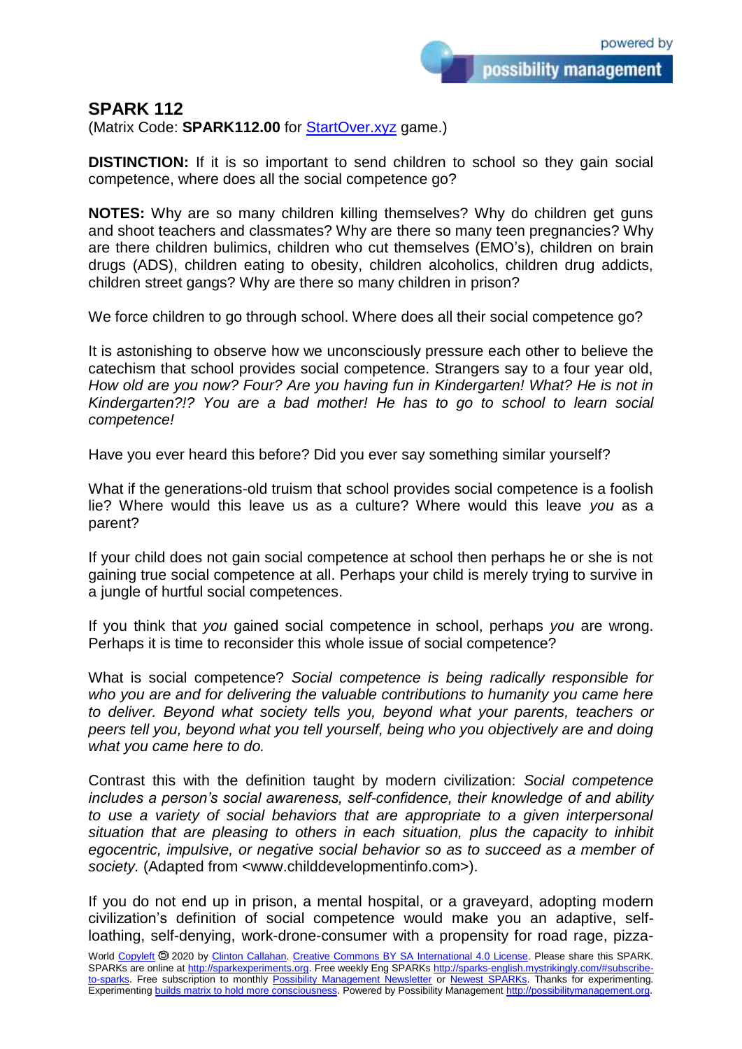# SPARK 112

(Matrix Code: **SPARK112.00** for StartOver.xyz game.)

**DISTINCTION:** If it is so important to send children to school so they gain social competence, where does all the social competence go?

**NOTES:** Why are so many children killing themselves? Why do children get guns and shoot teachers and classmates? Why are there so many teen pregnancies? Why are there children bulimics, children who cut themselves (EMO's), children on brain drugs (ADS), children eating to obesity, children alcoholics, children drug addicts, children street gangs? Why are there so many children in prison?

We force children to go through school. Where does all their social competence go?

It is astonishing to observe how we unconsciously pressure each other to believe the catechism that school provides social competence. Strangers say to a four year old, *How old are you now? Four? Are you having fun in Kindergarten! What? He is not in Kindergarten?!? You are a bad mother! He has to go to school to learn social competence!*

Have you ever heard this before? Did you ever say something similar yourself?

What if the generations-old truism that school provides social competence is a foolish lie? Where would this leave us as a culture? Where would this leave *you* as a parent?

If your child does not gain social competence at school then perhaps he or she is not gaining true social competence at all. Perhaps your child is merely trying to survive in a jungle of hurtful social competences.

If you think that *you* gained social competence in school, perhaps *you* are wrong. Perhaps it is time to reconsider this whole issue of social competence?

What is social competence? *Social competence is being radically responsible for who you are and for delivering the valuable contributions to humanity you came here to deliver. Beyond what society tells you, beyond what your parents, teachers or peers tell you, beyond what you tell yourself, being who you objectively are and doing what you came here to do.*

Contrast this with the definition taught by modern civilization: *Social competence includes a person's social awareness, self-confidence, their knowledge of and ability to use a variety of social behaviors that are appropriate to a given interpersonal situation that are pleasing to others in each situation, plus the capacity to inhibit egocentric, impulsive, or negative social behavior so as to succeed as a member of society.* (Adapted from <www.childdevelopmentinfo.com>).

If you do not end up in prison, a mental hospital, or a graveyard, adopting modern civilization's definition of social competence would make you an adaptive, self-loathing, self-denying, work-drone-consumer with a propensity for road rage, pizza-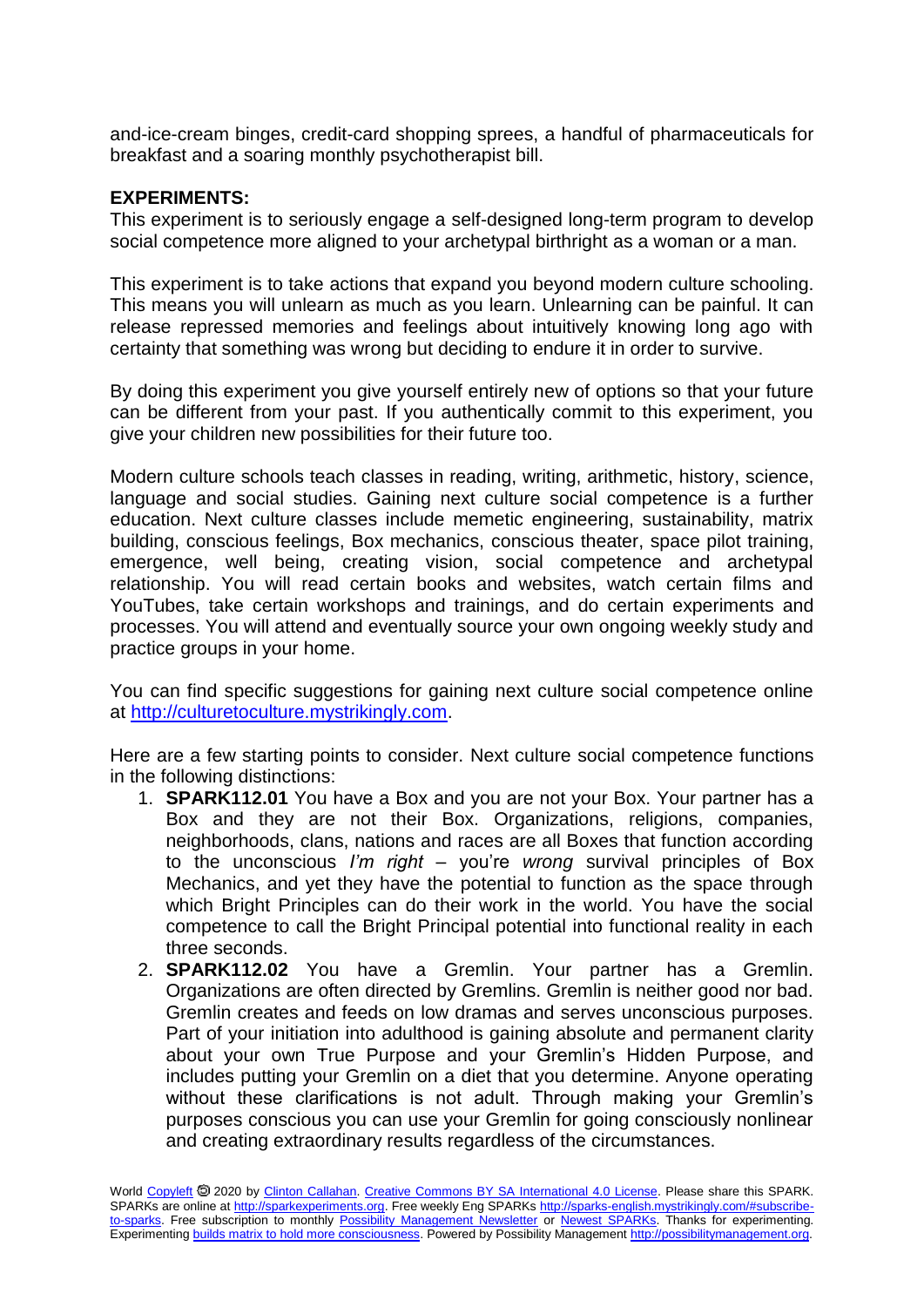and-ice-cream binges, credit-card shopping sprees, a handful of pharmaceuticals for breakfast and a soaring monthly psychotherapist bill.

**EXPERIMENTS:**

This experiment is to seriously engage a self-designed long-term program to develop social competence more aligned to your archetypal birthright as a woman or a man.

This experiment is to take actions that expand you beyond modern culture schooling. This means you will unlearn as much as you learn. Unlearning can be painful. It can release repressed memories and feelings about intuitively knowing long ago with certainty that something was wrong but deciding to endure it in order to survive.

By doing this experiment you give yourself entirely new of options so that your future can be different from your past. If you authentically commit to this experiment, you give your children new possibilities for their future too.

Modern culture schools teach classes in reading, writing, arithmetic, history, science, language and social studies. Gaining next culture social competence is a further education. Next culture classes include memetic engineering, sustainability, matrix building, conscious feelings, Box mechanics, conscious theater, space pilot training, emergence, well being, creating vision, social competence and archetypal relationship. You will read certain books and websites, watch certain films and YouTubes, take certain workshops and trainings, and do certain experiments and processes. You will attend and eventually source your own ongoing weekly study and practice groups in your home.

You can find specific suggestions for gaining next culture social competence online at [http://culturetoculture.mystrikingly.com](http://culturetoculture.mystrikingly.com).

Here are a few starting points to consider. Next culture social competence functions in the following distinctions:

1. **SPARK112.01** You have a Box and you are not your Box. Your partner has a Box and they are not their Box. Organizations, religions, companies, neighborhoods, clans, nations and races are all Boxes that function according to the unconscious *I'm right* – you're *wrong* survival principles of Box Mechanics, and yet they have the potential to function as the space through which Bright Principles can do their work in the world. You have the social competence to call the Bright Principal potential into functional reality in each three seconds.
2. **SPARK112.02** You have a Gremlin. Your partner has a Gremlin. Organizations are often directed by Gremlins. Gremlin is neither good nor bad. Gremlin creates and feeds on low dramas and serves unconscious purposes. Part of your initiation into adulthood is gaining absolute and permanent clarity about your own True Purpose and your Gremlin's Hidden Purpose, and includes putting your Gremlin on a diet that you determine. Anyone operating without these clarifications is not adult. Through making your Gremlin's purposes conscious you can use your Gremlin for going consciously nonlinear and creating extraordinary results regardless of the circumstances.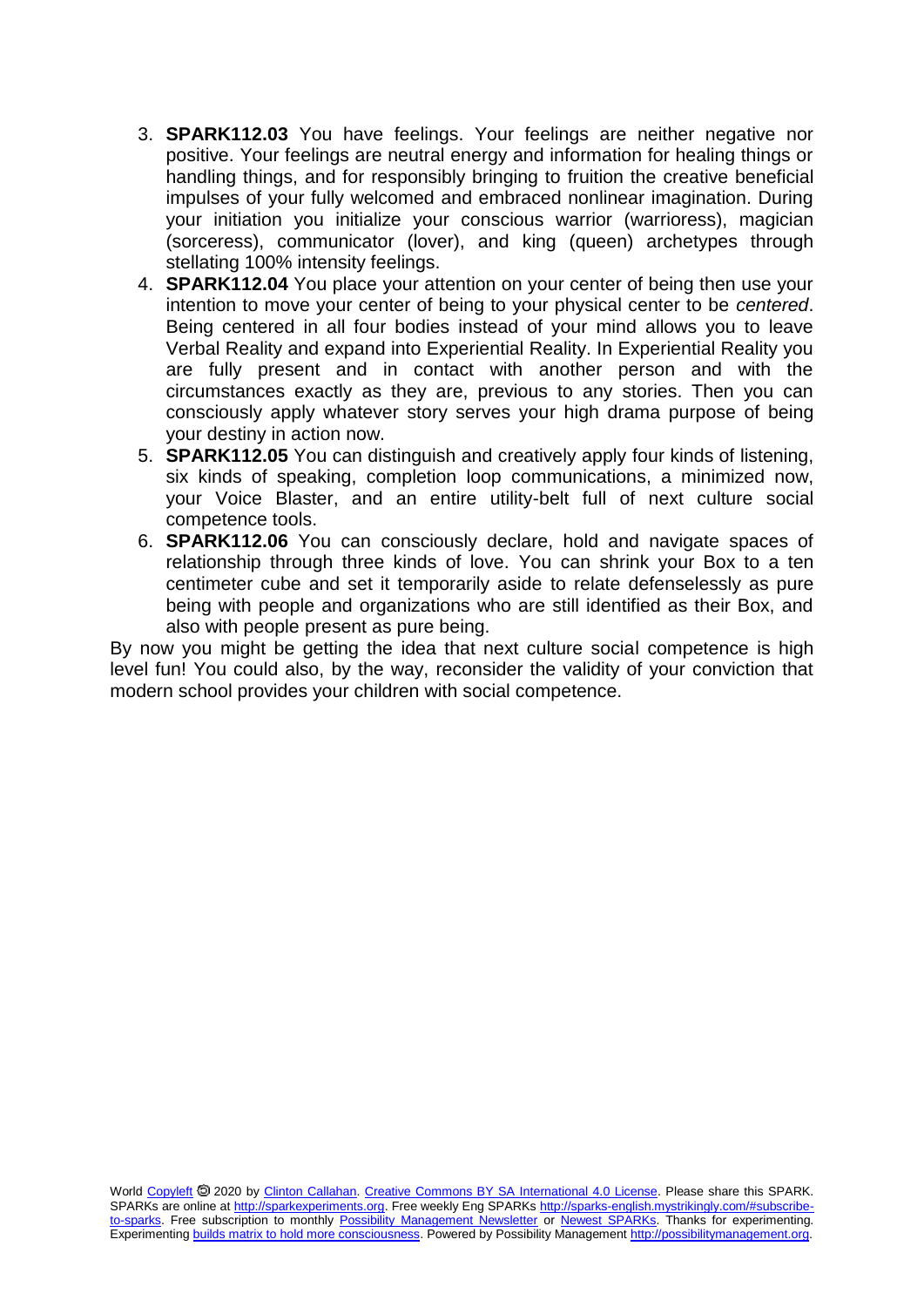3. **SPARK112.03** You have feelings. Your feelings are neither negative nor positive. Your feelings are neutral energy and information for healing things or handling things, and for responsibly bringing to fruition the creative beneficial impulses of your fully welcomed and embraced nonlinear imagination. During your initiation you initialize your conscious warrior (warrioress), magician (sorceress), communicator (lover), and king (queen) archetypes through stellating 100% intensity feelings.
4. **SPARK112.04** You place your attention on your center of being then use your intention to move your center of being to your physical center to be *centered*. Being centered in all four bodies instead of your mind allows you to leave Verbal Reality and expand into Experiential Reality. In Experiential Reality you are fully present and in contact with another person and with the circumstances exactly as they are, previous to any stories. Then you can consciously apply whatever story serves your high drama purpose of being your destiny in action now.
5. **SPARK112.05** You can distinguish and creatively apply four kinds of listening, six kinds of speaking, completion loop communications, a minimized now, your Voice Blaster, and an entire utility-belt full of next culture social competence tools.
6. **SPARK112.06** You can consciously declare, hold and navigate spaces of relationship through three kinds of love. You can shrink your Box to a ten centimeter cube and set it temporarily aside to relate defenselessly as pure being with people and organizations who are still identified as their Box, and also with people present as pure being.

By now you might be getting the idea that next culture social competence is high level fun! You could also, by the way, reconsider the validity of your conviction that modern school provides your children with social competence.